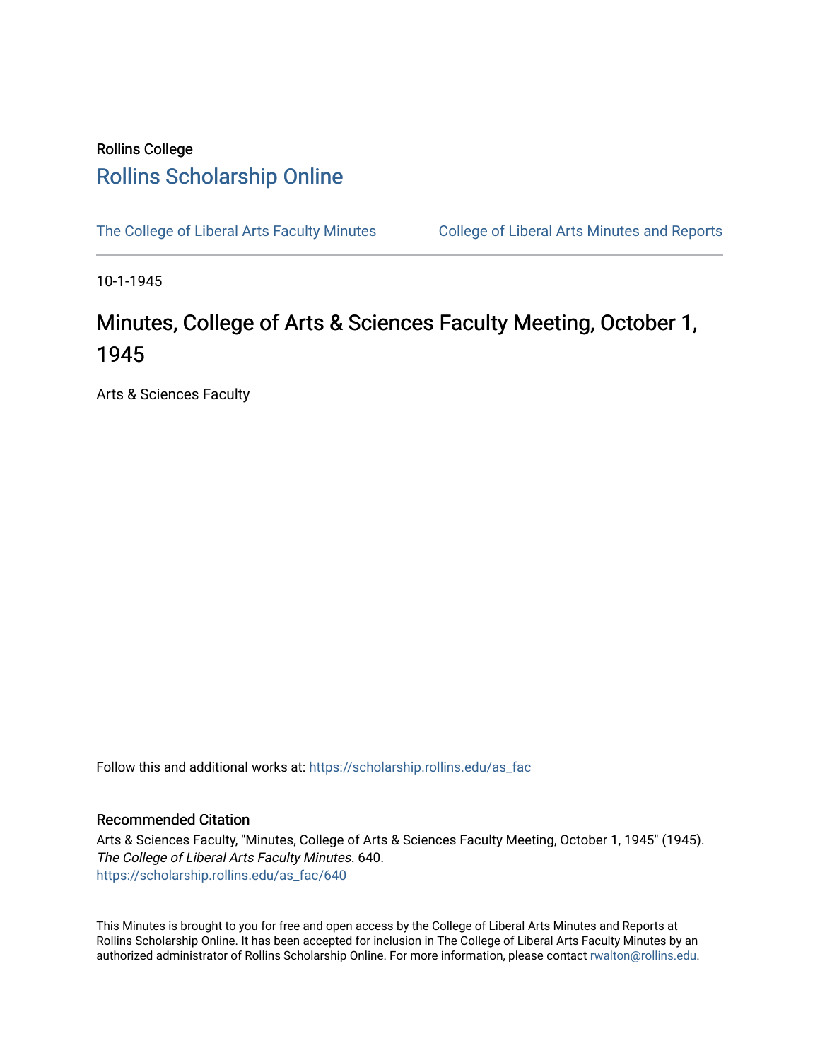Rollins College

# Rollins Scholarship Online

The College of Liberal Arts Faculty Minutes | College of Liberal Arts Minutes and Reports

10-1-1945

# Minutes, College of Arts & Sciences Faculty Meeting, October 1, 1945

Arts & Sciences Faculty

Follow this and additional works at: https://scholarship.rollins.edu/as_fac

## Recommended Citation

Arts & Sciences Faculty, "Minutes, College of Arts & Sciences Faculty Meeting, October 1, 1945" (1945). *The College of Liberal Arts Faculty Minutes*. 640.
https://scholarship.rollins.edu/as_fac/640

This Minutes is brought to you for free and open access by the College of Liberal Arts Minutes and Reports at Rollins Scholarship Online. It has been accepted for inclusion in The College of Liberal Arts Faculty Minutes by an authorized administrator of Rollins Scholarship Online. For more information, please contact rwalton@rollins.edu.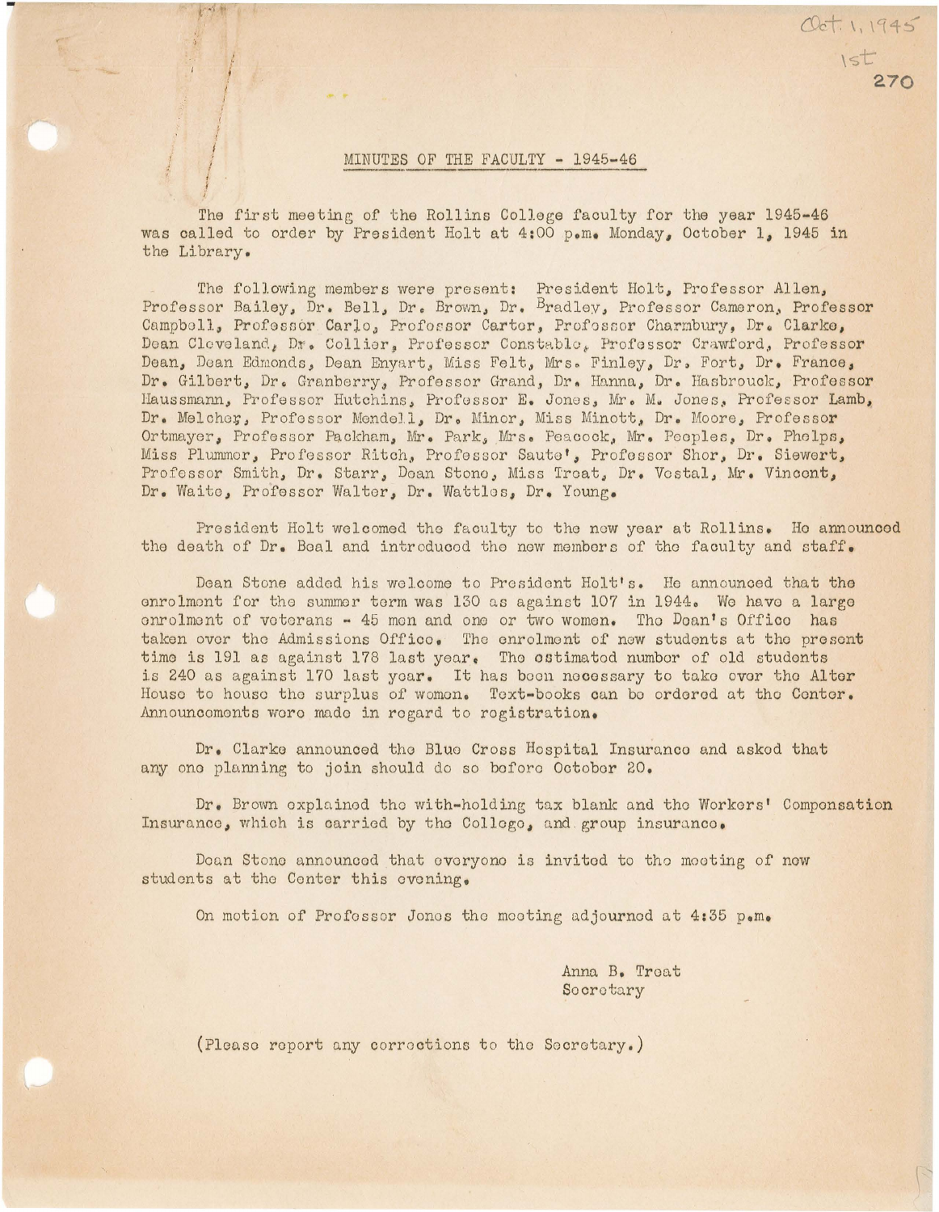Oct. 1, 1945
1st

## MINUTES OF THE FACULTY - 1945-46

The first meeting of the Rollins College faculty for the year 1945-46 was called to order by President Holt at 4:00 p.m. Monday, October 1, 1945 in the Library.

The following members were present: President Holt, Professor Allen, Professor Bailey, Dr. Bell, Dr. Brown, Dr. Bradley, Professor Cameron, Professor Campbell, Professor Carlo, Professor Carter, Professor Charmbury, Dr. Clarke, Dean Cleveland, Dr. Collier, Professor Constable, Professor Crawford, Professor Dean, Dean Edmonds, Dean Enyart, Miss Felt, Mrs. Finley, Dr. Fort, Dr. France, Dr. Gilbert, Dr. Granberry, Professor Grand, Dr. Hanna, Dr. Hasbrouck, Professor Haussmann, Professor Hutchins, Professor E. Jones, Mr. M. Jones, Professor Lamb, Dr. Melcher, Professor Mendell, Dr. Minor, Miss Minott, Dr. Moore, Professor Ortmayer, Professor Packham, Mr. Park, Mrs. Peacock, Mr. Peoples, Dr. Phelps, Miss Plummer, Professor Ritch, Professor Saute', Professor Shor, Dr. Siewert, Professor Smith, Dr. Starr, Dean Stone, Miss Treat, Dr. Vestal, Mr. Vincent, Dr. Waite, Professor Walter, Dr. Wattles, Dr. Young.

President Holt welcomed the faculty to the new year at Rollins. He announced the death of Dr. Beal and introduced the new members of the faculty and staff.

Dean Stone added his welcome to President Holt's. He announced that the enrolment for the summer term was 130 as against 107 in 1944. We have a large enrolment of veterans - 45 men and one or two women. The Dean's Office has taken over the Admissions Office. The enrolment of new students at the present time is 191 as against 178 last year. The estimated number of old students is 240 as against 170 last year. It has been necessary to take over the Alter House to house the surplus of women. Text-books can be ordered at the Center. Announcements were made in regard to registration.

Dr. Clarke announced the Blue Cross Hospital Insurance and asked that any one planning to join should do so before October 20.

Dr. Brown explained the with-holding tax blank and the Workers' Compensation Insurance, which is carried by the College, and group insurance.

Dean Stone announced that everyone is invited to the meeting of new students at the Center this evening.

On motion of Professor Jones the meeting adjourned at 4:35 p.m.

Anna B. Treat
Secretary

(Please report any corrections to the Secretary.)